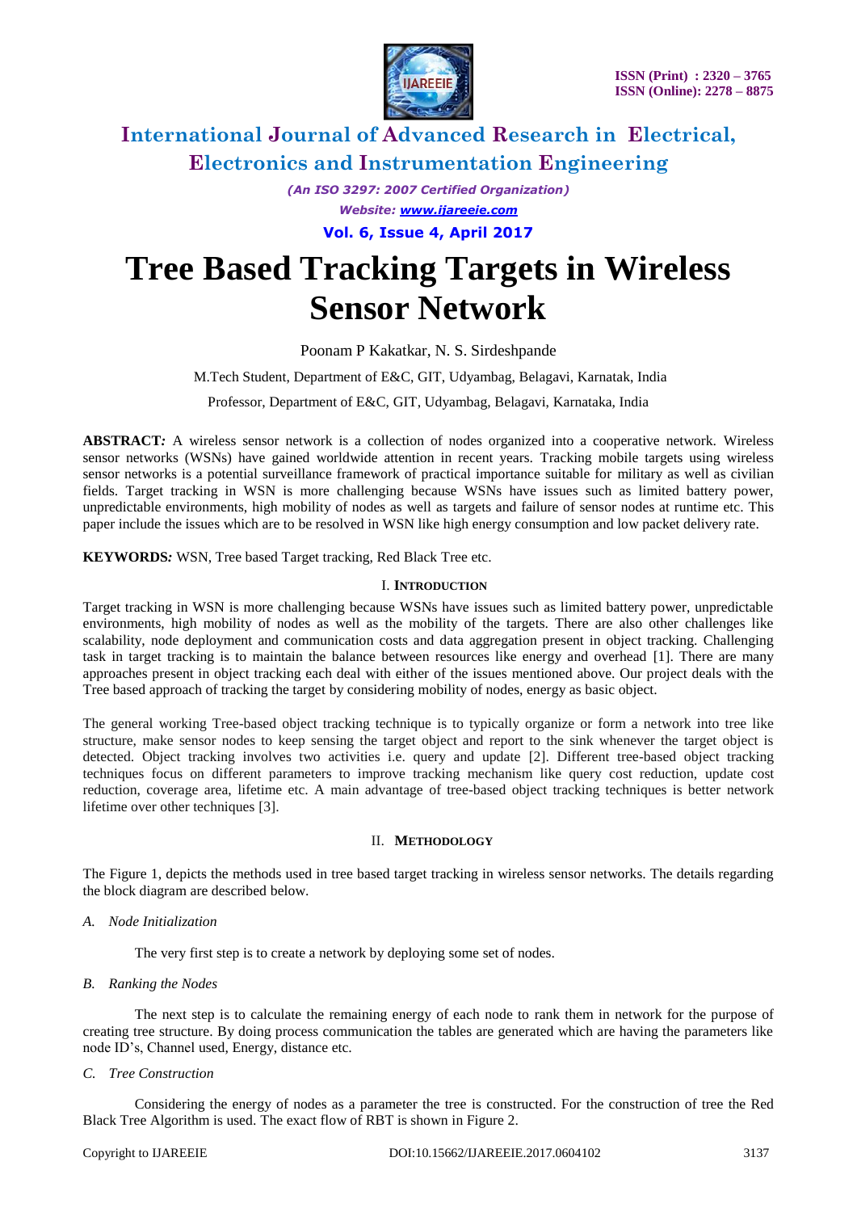# Tree Based Tracking Targets in Wireless Sensor Network

Poonam P Kakatkar, N. S. Sirdeshpande

M.Tech Student, Department of E&C, GIT, Udyambag, Belagavi, Karnatak, India

Professor, Department of E&C, GIT, Udyambag, Belagavi, Karnataka, India

**ABSTRACT:** A wireless sensor network is a collection of nodes organized into a cooperative network. Wireless sensor networks (WSNs) have gained worldwide attention in recent years. Tracking mobile targets using wireless sensor networks is a potential surveillance framework of practical importance suitable for military as well as civilian fields. Target tracking in WSN is more challenging because WSNs have issues such as limited battery power, unpredictable environments, high mobility of nodes as well as targets and failure of sensor nodes at runtime etc. This paper include the issues which are to be resolved in WSN like high energy consumption and low packet delivery rate.

**KEYWORDS:** WSN, Tree based Target tracking, Red Black Tree etc.

## I. INTRODUCTION

Target tracking in WSN is more challenging because WSNs have issues such as limited battery power, unpredictable environments, high mobility of nodes as well as the mobility of the targets. There are also other challenges like scalability, node deployment and communication costs and data aggregation present in object tracking. Challenging task in target tracking is to maintain the balance between resources like energy and overhead [1]. There are many approaches present in object tracking each deal with either of the issues mentioned above. Our project deals with the Tree based approach of tracking the target by considering mobility of nodes, energy as basic object.

The general working Tree-based object tracking technique is to typically organize or form a network into tree like structure, make sensor nodes to keep sensing the target object and report to the sink whenever the target object is detected. Object tracking involves two activities i.e. query and update [2]. Different tree-based object tracking techniques focus on different parameters to improve tracking mechanism like query cost reduction, update cost reduction, coverage area, lifetime etc. A main advantage of tree-based object tracking techniques is better network lifetime over other techniques [3].

## II. METHODOLOGY

The Figure 1, depicts the methods used in tree based target tracking in wireless sensor networks. The details regarding the block diagram are described below.

### A. Node Initialization

The very first step is to create a network by deploying some set of nodes.

### B. Ranking the Nodes

The next step is to calculate the remaining energy of each node to rank them in network for the purpose of creating tree structure. By doing process communication the tables are generated which are having the parameters like node ID's, Channel used, Energy, distance etc.

### C. Tree Construction

Considering the energy of nodes as a parameter the tree is constructed. For the construction of tree the Red Black Tree Algorithm is used. The exact flow of RBT is shown in Figure 2.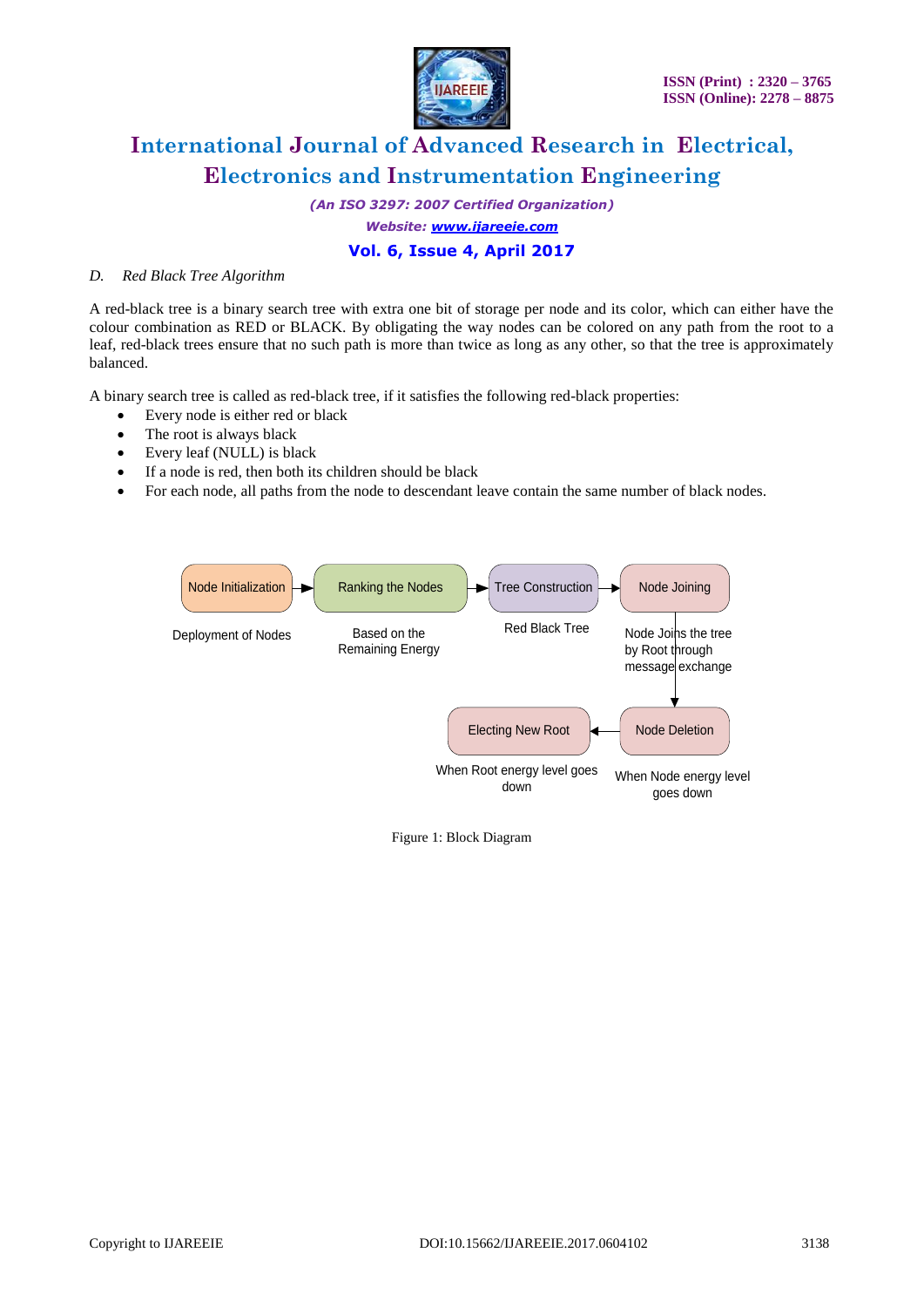*D. Red Black Tree Algorithm*

A red-black tree is a binary search tree with extra one bit of storage per node and its color, which can either have the colour combination as RED or BLACK. By obligating the way nodes can be colored on any path from the root to a leaf, red-black trees ensure that no such path is more than twice as long as any other, so that the tree is approximately balanced.

A binary search tree is called as red-black tree, if it satisfies the following red-black properties:

- Every node is either red or black
- The root is always black
- Every leaf (NULL) is black
- If a node is red, then both its children should be black
- For each node, all paths from the node to descendant leave contain the same number of black nodes.

Node Initialization → Ranking the Nodes → Tree Construction → Node Joining

Deployment of Nodes | Based on the Remaining Energy | Red Black Tree | Node Joins the tree by Root through message exchange

Node Joining → Node Deletion → Electing New Root

When Root energy level goes down | When Node energy level goes down

Figure 1: Block Diagram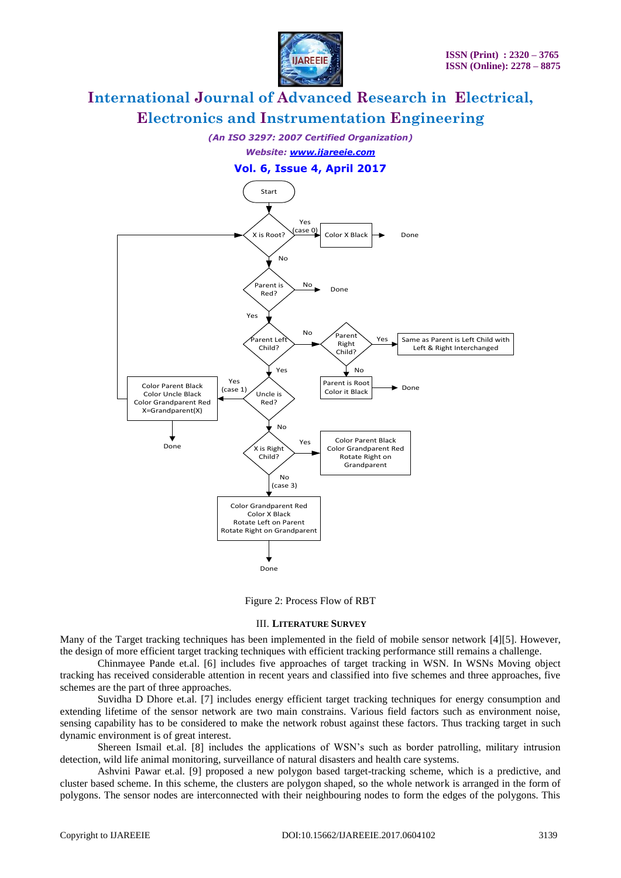Figure 2: Process Flow of RBT

## III. LITERATURE SURVEY

Many of the Target tracking techniques has been implemented in the field of mobile sensor network [4][5]. However, the design of more efficient target tracking techniques with efficient tracking performance still remains a challenge.

Chinmayee Pande et.al. [6] includes five approaches of target tracking in WSN. In WSNs Moving object tracking has received considerable attention in recent years and classified into five schemes and three approaches, five schemes are the part of three approaches.

Suvidha D Dhore et.al. [7] includes energy efficient target tracking techniques for energy consumption and extending lifetime of the sensor network are two main constrains. Various field factors such as environment noise, sensing capability has to be considered to make the network robust against these factors. Thus tracking target in such dynamic environment is of great interest.

Shereen Ismail et.al. [8] includes the applications of WSN's such as border patrolling, military intrusion detection, wild life animal monitoring, surveillance of natural disasters and health care systems.

Ashvini Pawar et.al. [9] proposed a new polygon based target-tracking scheme, which is a predictive, and cluster based scheme. In this scheme, the clusters are polygon shaped, so the whole network is arranged in the form of polygons. The sensor nodes are interconnected with their neighbouring nodes to form the edges of the polygons. This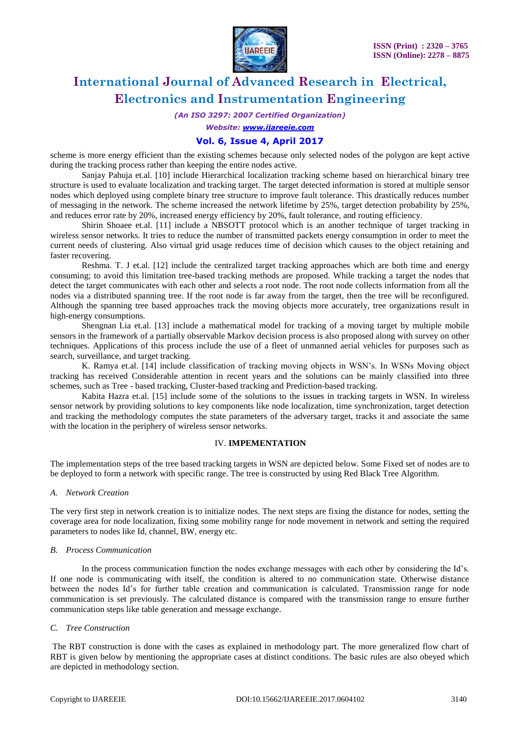scheme is more energy efficient than the existing schemes because only selected nodes of the polygon are kept active during the tracking process rather than keeping the entire nodes active.

Sanjay Pahuja et.al. [10] include Hierarchical localization tracking scheme based on hierarchical binary tree structure is used to evaluate localization and tracking target. The target detected information is stored at multiple sensor nodes which deployed using complete binary tree structure to improve fault tolerance. This drastically reduces number of messaging in the network. The scheme increased the network lifetime by 25%, target detection probability by 25%, and reduces error rate by 20%, increased energy efficiency by 20%, fault tolerance, and routing efficiency.

Shirin Shoaee et.al. [11] include a NBSOTT protocol which is an another technique of target tracking in wireless sensor networks. It tries to reduce the number of transmitted packets energy consumption in order to meet the current needs of clustering. Also virtual grid usage reduces time of decision which causes to the object retaining and faster recovering.

Reshma. T. J et.al. [12] include the centralized target tracking approaches which are both time and energy consuming; to avoid this limitation tree-based tracking methods are proposed. While tracking a target the nodes that detect the target communicates with each other and selects a root node. The root node collects information from all the nodes via a distributed spanning tree. If the root node is far away from the target, then the tree will be reconfigured. Although the spanning tree based approaches track the moving objects more accurately, tree organizations result in high-energy consumptions.

Shengnan Lia et.al. [13] include a mathematical model for tracking of a moving target by multiple mobile sensors in the framework of a partially observable Markov decision process is also proposed along with survey on other techniques. Applications of this process include the use of a fleet of unmanned aerial vehicles for purposes such as search, surveillance, and target tracking.

K. Ramya et.al. [14] include classification of tracking moving objects in WSN's. In WSNs Moving object tracking has received Considerable attention in recent years and the solutions can be mainly classified into three schemes, such as Tree - based tracking, Cluster-based tracking and Prediction-based tracking.

Kabita Hazra et.al. [15] include some of the solutions to the issues in tracking targets in WSN. In wireless sensor network by providing solutions to key components like node localization, time synchronization, target detection and tracking the methodology computes the state parameters of the adversary target, tracks it and associate the same with the location in the periphery of wireless sensor networks.

## IV. IMPEMENTATION

The implementation steps of the tree based tracking targets in WSN are depicted below. Some Fixed set of nodes are to be deployed to form a network with specific range. The tree is constructed by using Red Black Tree Algorithm.

### *A. Network Creation*

The very first step in network creation is to initialize nodes. The next steps are fixing the distance for nodes, setting the coverage area for node localization, fixing some mobility range for node movement in network and setting the required parameters to nodes like Id, channel, BW, energy etc.

### *B. Process Communication*

In the process communication function the nodes exchange messages with each other by considering the Id's. If one node is communicating with itself, the condition is altered to no communication state. Otherwise distance between the nodes Id's for further table creation and communication is calculated. Transmission range for node communication is set previously. The calculated distance is compared with the transmission range to ensure further communication steps like table generation and message exchange.

### *C. Tree Construction*

The RBT construction is done with the cases as explained in methodology part. The more generalized flow chart of RBT is given below by mentioning the appropriate cases at distinct conditions. The basic rules are also obeyed which are depicted in methodology section.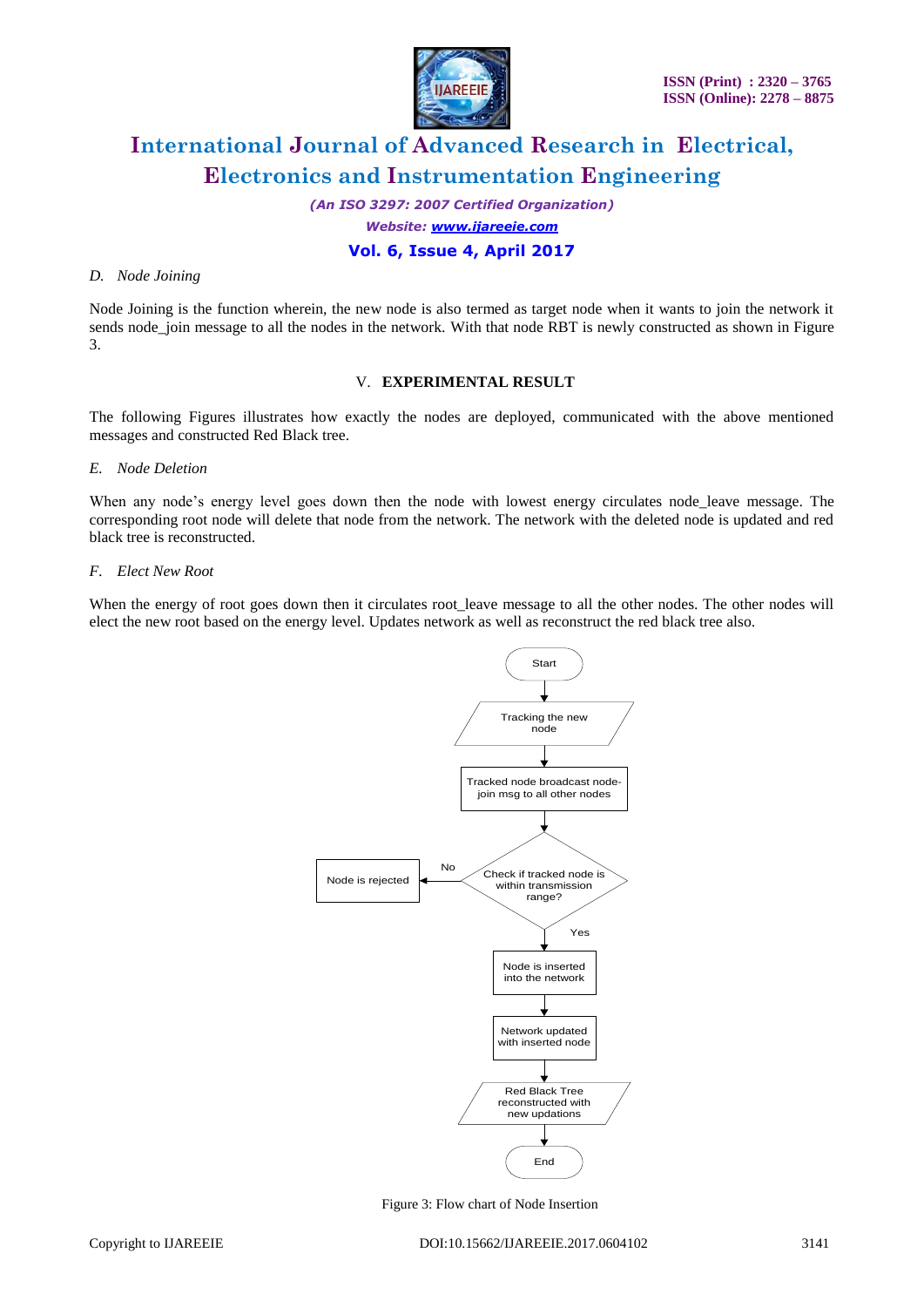### D. Node Joining

Node Joining is the function wherein, the new node is also termed as target node when it wants to join the network it sends node_join message to all the nodes in the network. With that node RBT is newly constructed as shown in Figure 3.

## V. EXPERIMENTAL RESULT

The following Figures illustrates how exactly the nodes are deployed, communicated with the above mentioned messages and constructed Red Black tree.

### E. Node Deletion

When any node's energy level goes down then the node with lowest energy circulates node_leave message. The corresponding root node will delete that node from the network. The network with the deleted node is updated and red black tree is reconstructed.

### F. Elect New Root

When the energy of root goes down then it circulates root_leave message to all the other nodes. The other nodes will elect the new root based on the energy level. Updates network as well as reconstruct the red black tree also.

Start → Tracking the new node → Tracked node broadcast node-join msg to all other nodes → Check if tracked node is within transmission range? (No → Node is rejected; Yes → Node is inserted into the network) → Network updated with inserted node → Red Black Tree reconstructed with new updations → End

Figure 3: Flow chart of Node Insertion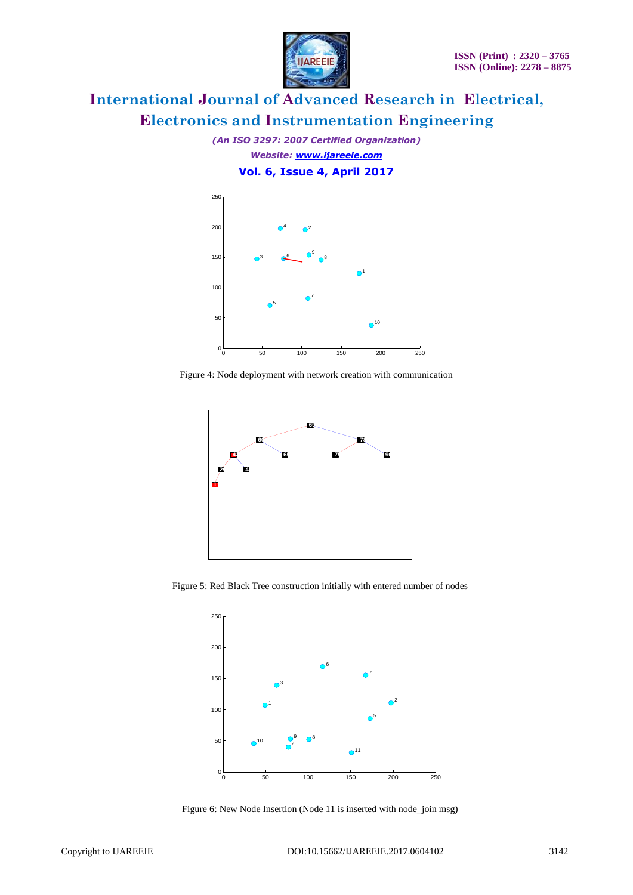Figure 4: Node deployment with network creation with communication

Figure 5: Red Black Tree construction initially with entered number of nodes

Figure 6: New Node Insertion (Node 11 is inserted with node_join msg)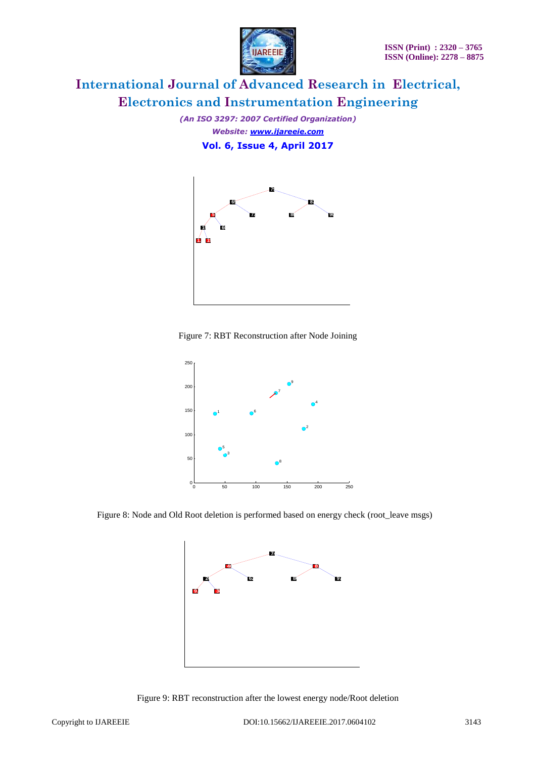Figure 7: RBT Reconstruction after Node Joining

Figure 8: Node and Old Root deletion is performed based on energy check (root_leave msgs)

Figure 9: RBT reconstruction after the lowest energy node/Root deletion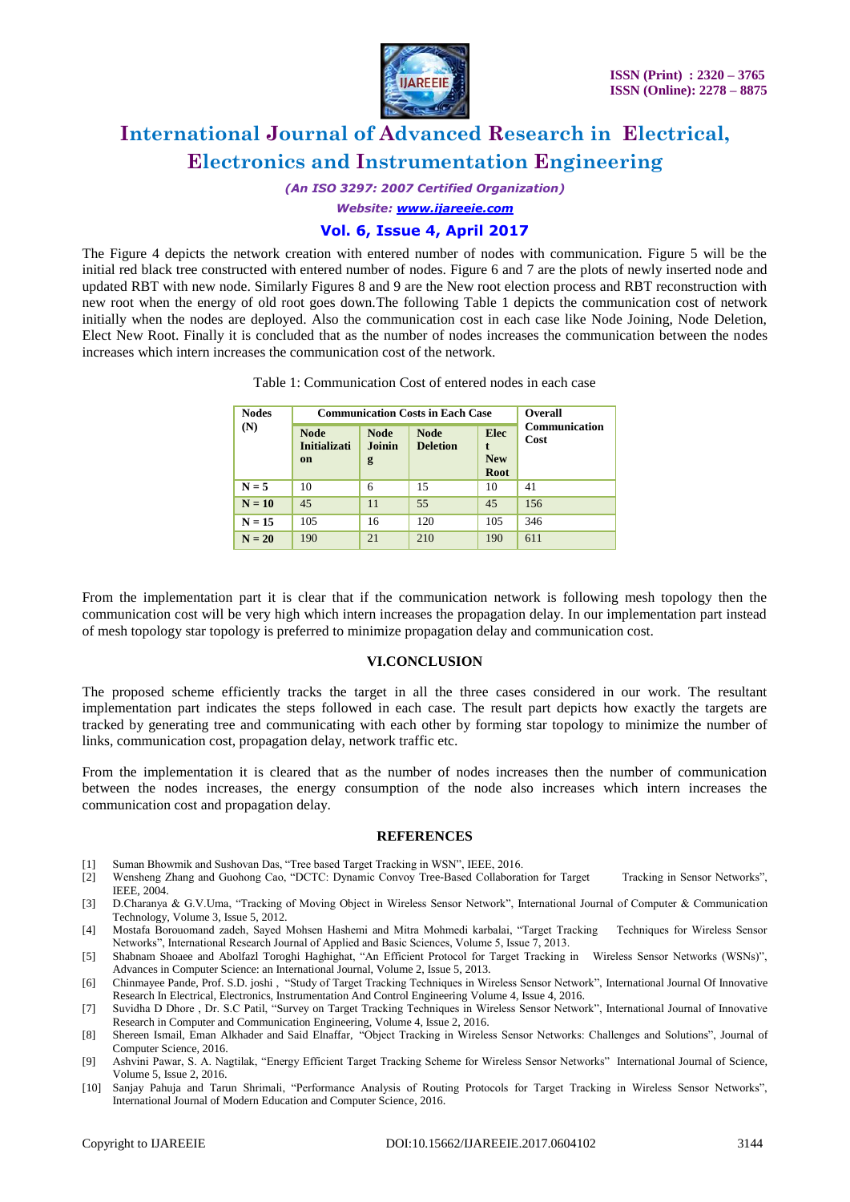The Figure 4 depicts the network creation with entered number of nodes with communication. Figure 5 will be the initial red black tree constructed with entered number of nodes. Figure 6 and 7 are the plots of newly inserted node and updated RBT with new node. Similarly Figures 8 and 9 are the New root election process and RBT reconstruction with new root when the energy of old root goes down.The following Table 1 depicts the communication cost of network initially when the nodes are deployed. Also the communication cost in each case like Node Joining, Node Deletion, Elect New Root. Finally it is concluded that as the number of nodes increases the communication between the nodes increases which intern increases the communication cost of the network.

Table 1: Communication Cost of entered nodes in each case

| Nodes (N) | Communication Costs in Each Case | | | | Overall Communication Cost |
|---|---|---|---|---|---|
| | Node Initialization | Node Joining | Node Deletion | Elect New Root | |
| N = 5 | 10 | 6 | 15 | 10 | 41 |
| N = 10 | 45 | 11 | 55 | 45 | 156 |
| N = 15 | 105 | 16 | 120 | 105 | 346 |
| N = 20 | 190 | 21 | 210 | 190 | 611 |

From the implementation part it is clear that if the communication network is following mesh topology then the communication cost will be very high which intern increases the propagation delay. In our implementation part instead of mesh topology star topology is preferred to minimize propagation delay and communication cost.

## VI.CONCLUSION

The proposed scheme efficiently tracks the target in all the three cases considered in our work. The resultant implementation part indicates the steps followed in each case. The result part depicts how exactly the targets are tracked by generating tree and communicating with each other by forming star topology to minimize the number of links, communication cost, propagation delay, network traffic etc.

From the implementation it is cleared that as the number of nodes increases then the number of communication between the nodes increases, the energy consumption of the node also increases which intern increases the communication cost and propagation delay.

## REFERENCES

[1] Suman Bhowmik and Sushovan Das, "Tree based Target Tracking in WSN", IEEE, 2016.

[2] Wensheng Zhang and Guohong Cao, "DCTC: Dynamic Convoy Tree-Based Collaboration for Target Tracking in Sensor Networks", IEEE, 2004.

[3] D.Charanya & G.V.Uma, "Tracking of Moving Object in Wireless Sensor Network", International Journal of Computer & Communication Technology, Volume 3, Issue 5, 2012.

[4] Mostafa Borouomand zadeh, Sayed Mohsen Hashemi and Mitra Mohmedi karbalai, "Target Tracking Techniques for Wireless Sensor Networks", International Research Journal of Applied and Basic Sciences, Volume 5, Issue 7, 2013.

[5] Shabnam Shoaee and Abolfazl Toroghi Haghighat, "An Efficient Protocol for Target Tracking in Wireless Sensor Networks (WSNs)", Advances in Computer Science: an International Journal, Volume 2, Issue 5, 2013.

[6] Chinmayee Pande, Prof. S.D. joshi , "Study of Target Tracking Techniques in Wireless Sensor Network", International Journal Of Innovative Research In Electrical, Electronics, Instrumentation And Control Engineering Volume 4, Issue 4, 2016.

[7] Suvidha D Dhore , Dr. S.C Patil, "Survey on Target Tracking Techniques in Wireless Sensor Network", International Journal of Innovative Research in Computer and Communication Engineering, Volume 4, Issue 2, 2016.

[8] Shereen Ismail, Eman Alkhader and Said Elnaffar, "Object Tracking in Wireless Sensor Networks: Challenges and Solutions", Journal of Computer Science, 2016.

[9] Ashvini Pawar, S. A. Nagtilak, "Energy Efficient Target Tracking Scheme for Wireless Sensor Networks" International Journal of Science, Volume 5, Issue 2, 2016.

[10] Sanjay Pahuja and Tarun Shrimali, "Performance Analysis of Routing Protocols for Target Tracking in Wireless Sensor Networks", International Journal of Modern Education and Computer Science, 2016.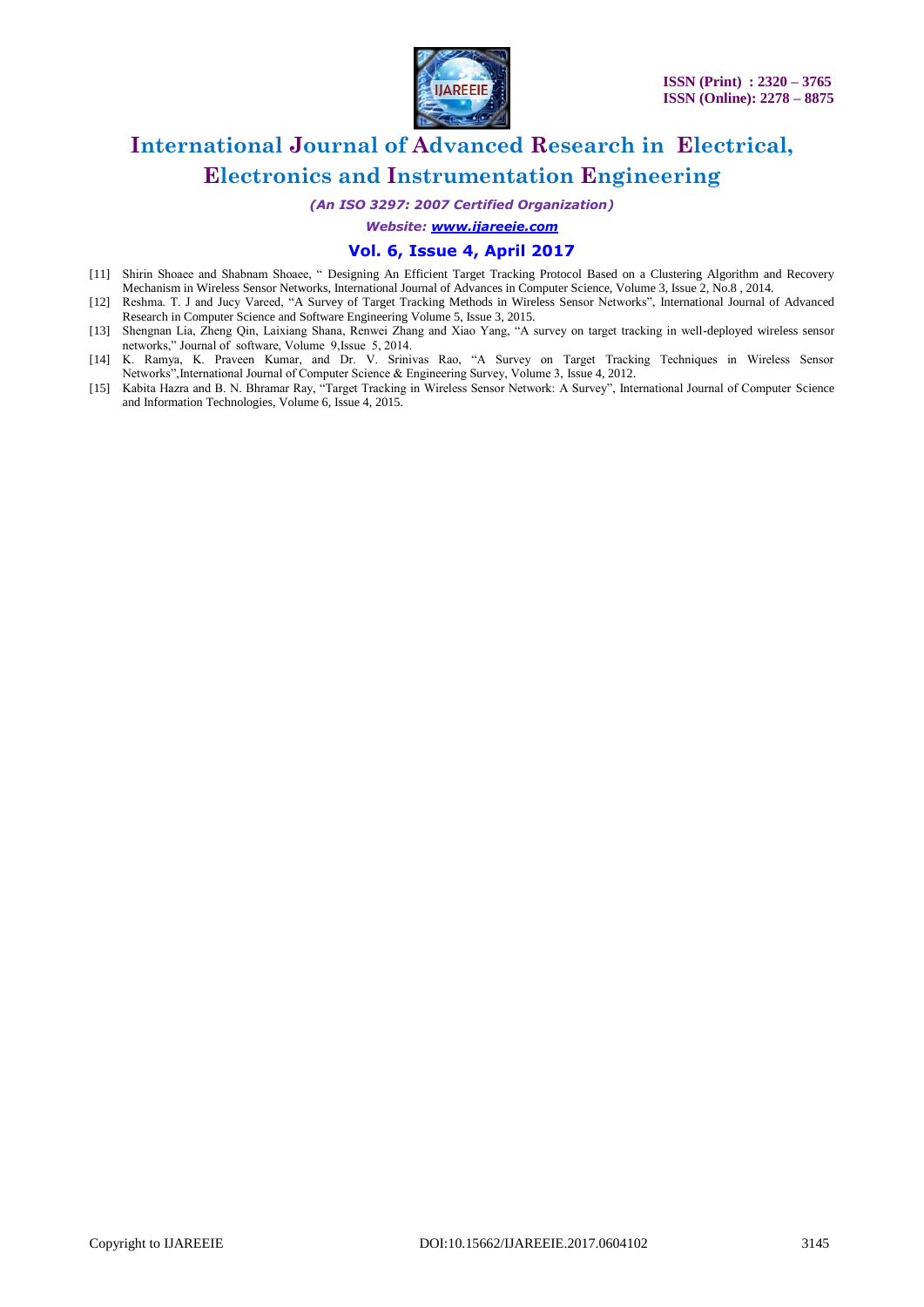[11] Shirin Shoaee and Shabnam Shoaee, " Designing An Efficient Target Tracking Protocol Based on a Clustering Algorithm and Recovery Mechanism in Wireless Sensor Networks, International Journal of Advances in Computer Science, Volume 3, Issue 2, No.8 , 2014.

[12] Reshma. T. J and Jucy Vareed, "A Survey of Target Tracking Methods in Wireless Sensor Networks", International Journal of Advanced Research in Computer Science and Software Engineering Volume 5, Issue 3, 2015.

[13] Shengnan Lia, Zheng Qin, Laixiang Shana, Renwei Zhang and Xiao Yang, "A survey on target tracking in well-deployed wireless sensor networks," Journal of software, Volume 9,Issue 5, 2014.

[14] K. Ramya, K. Praveen Kumar, and Dr. V. Srinivas Rao, "A Survey on Target Tracking Techniques in Wireless Sensor Networks",International Journal of Computer Science & Engineering Survey, Volume 3, Issue 4, 2012.

[15] Kabita Hazra and B. N. Bhramar Ray, "Target Tracking in Wireless Sensor Network: A Survey", International Journal of Computer Science and Information Technologies, Volume 6, Issue 4, 2015.